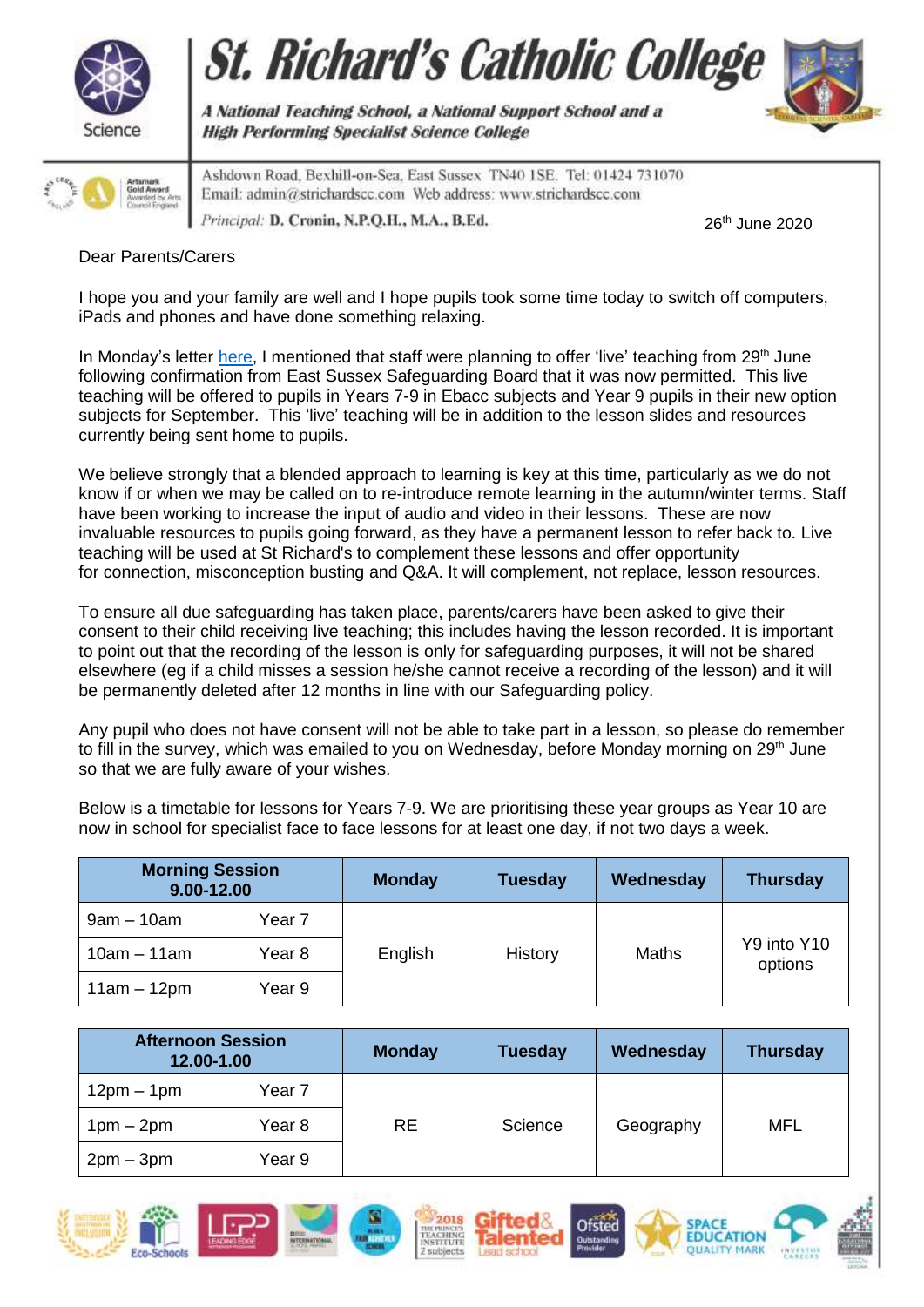# St. Richard's Catholic College

*A National Teaching School, a National Support School and a High Performing Specialist Science College*

Ashdown Road, Bexhill-on-Sea, East Sussex TN40 1SE. Tel: 01424 731070
Email: admin@strichardscc.com Web address: www.strichardscc.com
*Principal:* **D. Cronin, N.P.Q.H., M.A., B.Ed.**

26th June 2020

Dear Parents/Carers

I hope you and your family are well and I hope pupils took some time today to switch off computers, iPads and phones and have done something relaxing.

In Monday's letter here, I mentioned that staff were planning to offer 'live' teaching from 29th June following confirmation from East Sussex Safeguarding Board that it was now permitted. This live teaching will be offered to pupils in Years 7-9 in Ebacc subjects and Year 9 pupils in their new option subjects for September. This 'live' teaching will be in addition to the lesson slides and resources currently being sent home to pupils.

We believe strongly that a blended approach to learning is key at this time, particularly as we do not know if or when we may be called on to re-introduce remote learning in the autumn/winter terms. Staff have been working to increase the input of audio and video in their lessons. These are now invaluable resources to pupils going forward, as they have a permanent lesson to refer back to. Live teaching will be used at St Richard's to complement these lessons and offer opportunity for connection, misconception busting and Q&A. It will complement, not replace, lesson resources.

To ensure all due safeguarding has taken place, parents/carers have been asked to give their consent to their child receiving live teaching; this includes having the lesson recorded. It is important to point out that the recording of the lesson is only for safeguarding purposes, it will not be shared elsewhere (eg if a child misses a session he/she cannot receive a recording of the lesson) and it will be permanently deleted after 12 months in line with our Safeguarding policy.

Any pupil who does not have consent will not be able to take part in a lesson, so please do remember to fill in the survey, which was emailed to you on Wednesday, before Monday morning on 29th June so that we are fully aware of your wishes.

Below is a timetable for lessons for Years 7-9. We are prioritising these year groups as Year 10 are now in school for specialist face to face lessons for at least one day, if not two days a week.

| Morning Session 9.00-12.00 | | Monday | Tuesday | Wednesday | Thursday |
|---|---|---|---|---|---|
| 9am – 10am | Year 7 | English | History | Maths | Y9 into Y10 options |
| 10am – 11am | Year 8 | | | | |
| 11am – 12pm | Year 9 | | | | |

| Afternoon Session 12.00-1.00 | | Monday | Tuesday | Wednesday | Thursday |
|---|---|---|---|---|---|
| 12pm – 1pm | Year 7 | RE | Science | Geography | MFL |
| 1pm – 2pm | Year 8 | | | | |
| 2pm – 3pm | Year 9 | | | | |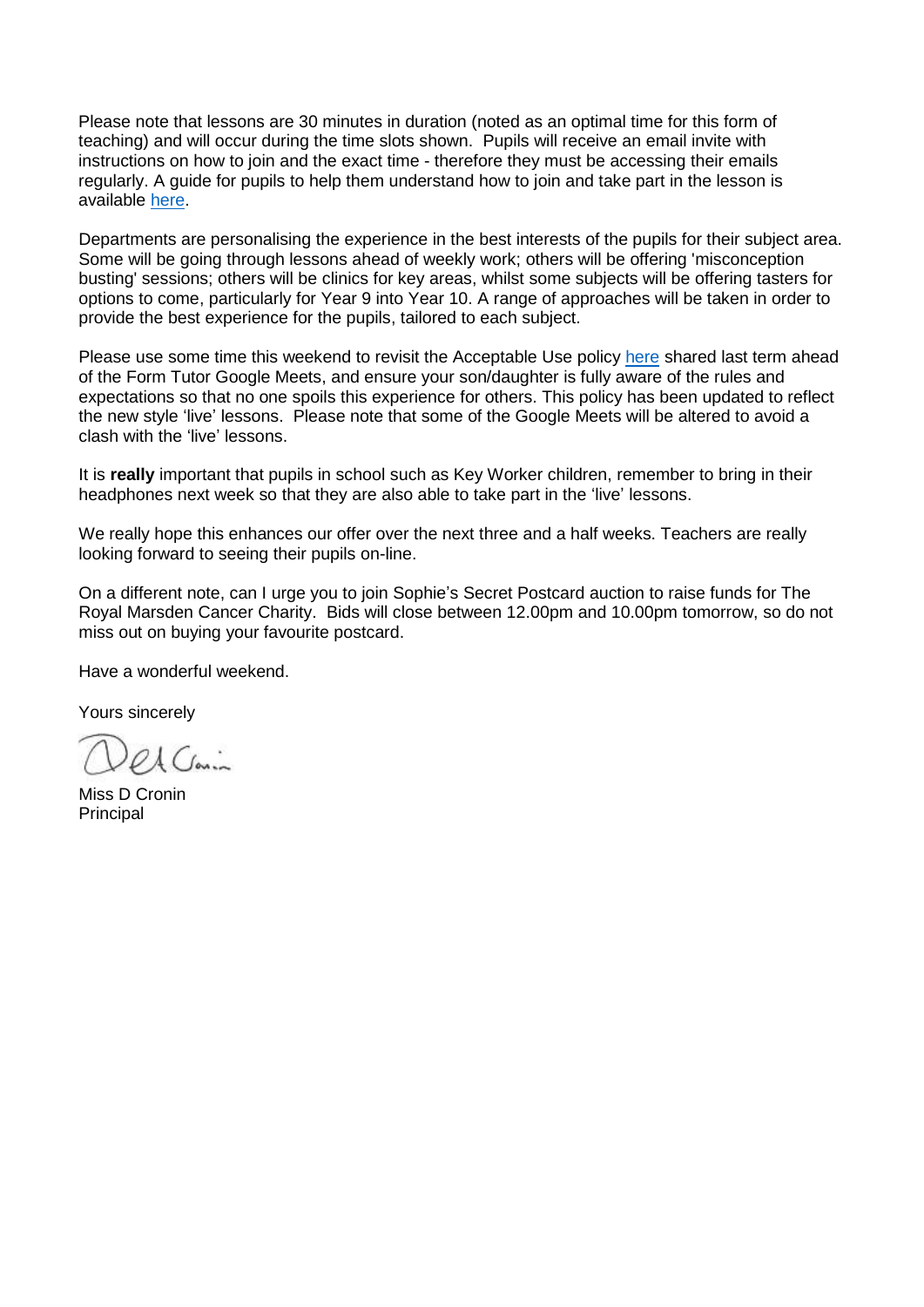Please note that lessons are 30 minutes in duration (noted as an optimal time for this form of teaching) and will occur during the time slots shown. Pupils will receive an email invite with instructions on how to join and the exact time - therefore they must be accessing their emails regularly. A guide for pupils to help them understand how to join and take part in the lesson is available here.

Departments are personalising the experience in the best interests of the pupils for their subject area. Some will be going through lessons ahead of weekly work; others will be offering 'misconception busting' sessions; others will be clinics for key areas, whilst some subjects will be offering tasters for options to come, particularly for Year 9 into Year 10. A range of approaches will be taken in order to provide the best experience for the pupils, tailored to each subject.

Please use some time this weekend to revisit the Acceptable Use policy here shared last term ahead of the Form Tutor Google Meets, and ensure your son/daughter is fully aware of the rules and expectations so that no one spoils this experience for others. This policy has been updated to reflect the new style 'live' lessons. Please note that some of the Google Meets will be altered to avoid a clash with the 'live' lessons.

It is **really** important that pupils in school such as Key Worker children, remember to bring in their headphones next week so that they are also able to take part in the 'live' lessons.

We really hope this enhances our offer over the next three and a half weeks. Teachers are really looking forward to seeing their pupils on-line.

On a different note, can I urge you to join Sophie's Secret Postcard auction to raise funds for The Royal Marsden Cancer Charity. Bids will close between 12.00pm and 10.00pm tomorrow, so do not miss out on buying your favourite postcard.

Have a wonderful weekend.

Yours sincerely

Miss D Cronin
Principal